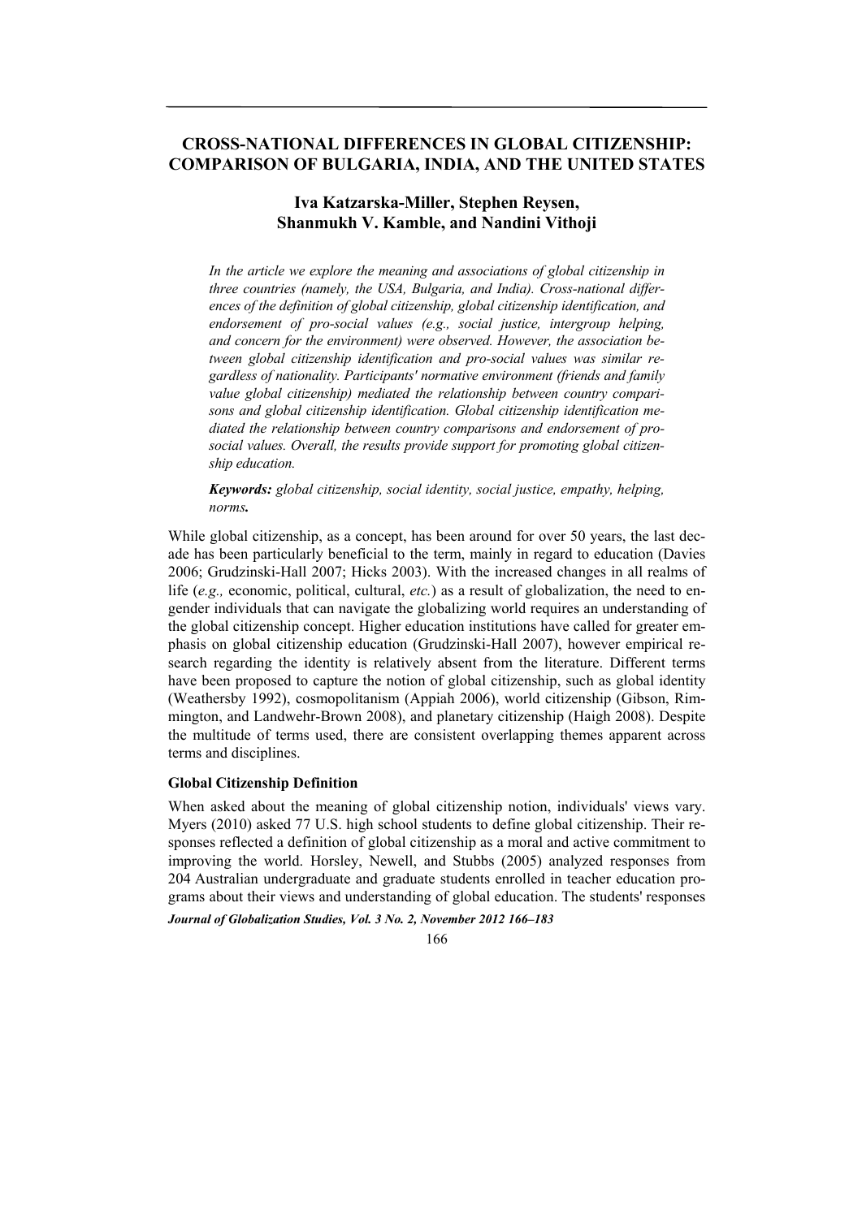# CROSS-NATIONAL DIFFERENCES IN GLOBAL CITIZENSHIP: COMPARISON OF BULGARIA, INDIA, AND THE UNITED STATES

**Iva Katzarska-Miller, Stephen Reysen, Shanmukh V. Kamble, and Nandini Vithoji**

*In the article we explore the meaning and associations of global citizenship in three countries (namely, the USA, Bulgaria, and India). Cross-national differences of the definition of global citizenship, global citizenship identification, and endorsement of pro-social values (e.g., social justice, intergroup helping, and concern for the environment) were observed. However, the association between global citizenship identification and pro-social values was similar regardless of nationality. Participants' normative environment (friends and family value global citizenship) mediated the relationship between country comparisons and global citizenship identification. Global citizenship identification mediated the relationship between country comparisons and endorsement of pro-social values. Overall, the results provide support for promoting global citizenship education.*

***Keywords:*** *global citizenship, social identity, social justice, empathy, helping, norms.*

While global citizenship, as a concept, has been around for over 50 years, the last decade has been particularly beneficial to the term, mainly in regard to education (Davies 2006; Grudzinski-Hall 2007; Hicks 2003). With the increased changes in all realms of life (*e.g.,* economic, political, cultural, *etc.*) as a result of globalization, the need to engender individuals that can navigate the globalizing world requires an understanding of the global citizenship concept. Higher education institutions have called for greater emphasis on global citizenship education (Grudzinski-Hall 2007), however empirical research regarding the identity is relatively absent from the literature. Different terms have been proposed to capture the notion of global citizenship, such as global identity (Weathersby 1992), cosmopolitanism (Appiah 2006), world citizenship (Gibson, Rimmington, and Landwehr-Brown 2008), and planetary citizenship (Haigh 2008). Despite the multitude of terms used, there are consistent overlapping themes apparent across terms and disciplines.

### Global Citizenship Definition

When asked about the meaning of global citizenship notion, individuals' views vary. Myers (2010) asked 77 U.S. high school students to define global citizenship. Their responses reflected a definition of global citizenship as a moral and active commitment to improving the world. Horsley, Newell, and Stubbs (2005) analyzed responses from 204 Australian undergraduate and graduate students enrolled in teacher education programs about their views and understanding of global education. The students' responses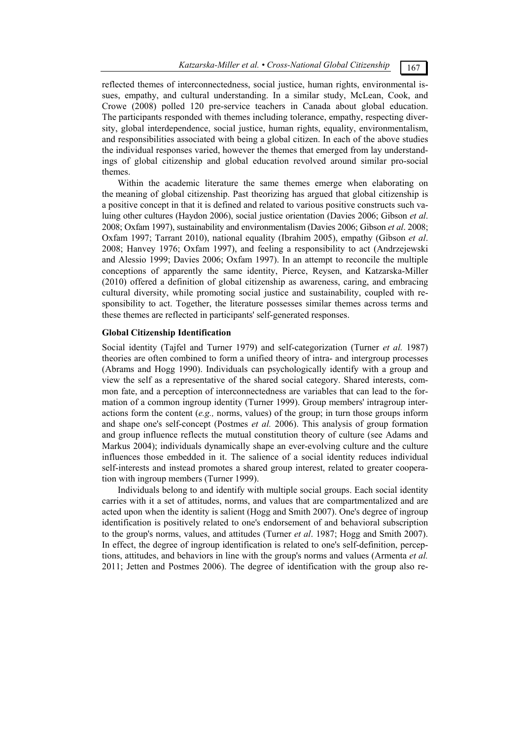reflected themes of interconnectedness, social justice, human rights, environmental issues, empathy, and cultural understanding. In a similar study, McLean, Cook, and Crowe (2008) polled 120 pre-service teachers in Canada about global education. The participants responded with themes including tolerance, empathy, respecting diversity, global interdependence, social justice, human rights, equality, environmentalism, and responsibilities associated with being a global citizen. In each of the above studies the individual responses varied, however the themes that emerged from lay understandings of global citizenship and global education revolved around similar pro-social themes.

Within the academic literature the same themes emerge when elaborating on the meaning of global citizenship. Past theorizing has argued that global citizenship is a positive concept in that it is defined and related to various positive constructs such valuing other cultures (Haydon 2006), social justice orientation (Davies 2006; Gibson *et al*. 2008; Oxfam 1997), sustainability and environmentalism (Davies 2006; Gibson *et al*. 2008; Oxfam 1997; Tarrant 2010), national equality (Ibrahim 2005), empathy (Gibson *et al*. 2008; Hanvey 1976; Oxfam 1997), and feeling a responsibility to act (Andrzejewski and Alessio 1999; Davies 2006; Oxfam 1997). In an attempt to reconcile the multiple conceptions of apparently the same identity, Pierce, Reysen, and Katzarska-Miller (2010) offered a definition of global citizenship as awareness, caring, and embracing cultural diversity, while promoting social justice and sustainability, coupled with responsibility to act. Together, the literature possesses similar themes across terms and these themes are reflected in participants' self-generated responses.

**Global Citizenship Identification**

Social identity (Tajfel and Turner 1979) and self-categorization (Turner *et al.* 1987) theories are often combined to form a unified theory of intra- and intergroup processes (Abrams and Hogg 1990). Individuals can psychologically identify with a group and view the self as a representative of the shared social category. Shared interests, common fate, and a perception of interconnectedness are variables that can lead to the formation of a common ingroup identity (Turner 1999). Group members' intragroup interactions form the content (*e.g.,* norms, values) of the group; in turn those groups inform and shape one's self-concept (Postmes *et al.* 2006). This analysis of group formation and group influence reflects the mutual constitution theory of culture (see Adams and Markus 2004); individuals dynamically shape an ever-evolving culture and the culture influences those embedded in it. The salience of a social identity reduces individual self-interests and instead promotes a shared group interest, related to greater cooperation with ingroup members (Turner 1999).

Individuals belong to and identify with multiple social groups. Each social identity carries with it a set of attitudes, norms, and values that are compartmentalized and are acted upon when the identity is salient (Hogg and Smith 2007). One's degree of ingroup identification is positively related to one's endorsement of and behavioral subscription to the group's norms, values, and attitudes (Turner *et al*. 1987; Hogg and Smith 2007). In effect, the degree of ingroup identification is related to one's self-definition, perceptions, attitudes, and behaviors in line with the group's norms and values (Armenta *et al.* 2011; Jetten and Postmes 2006). The degree of identification with the group also re-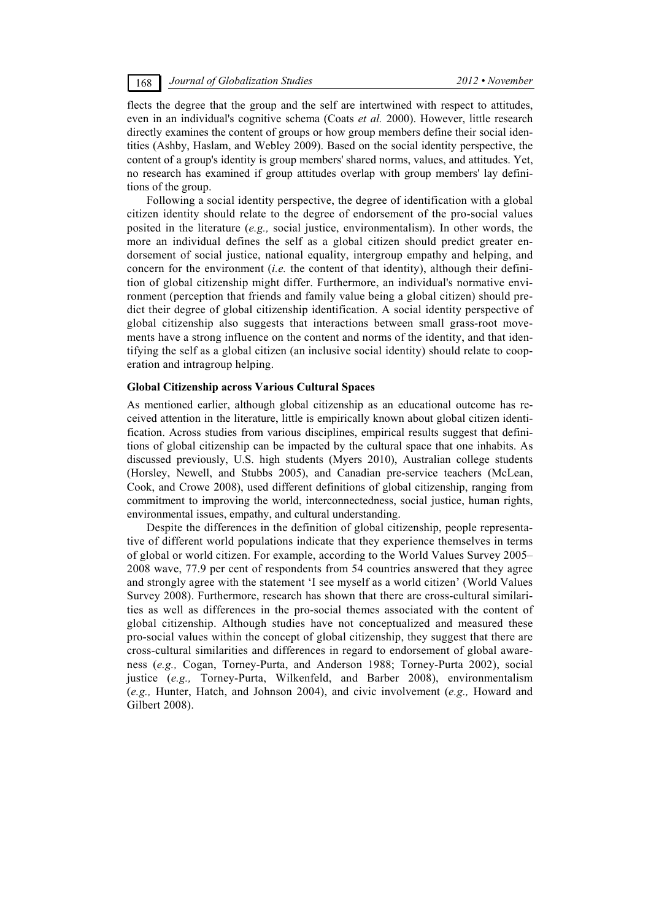flects the degree that the group and the self are intertwined with respect to attitudes, even in an individual's cognitive schema (Coats *et al.* 2000). However, little research directly examines the content of groups or how group members define their social identities (Ashby, Haslam, and Webley 2009). Based on the social identity perspective, the content of a group's identity is group members' shared norms, values, and attitudes. Yet, no research has examined if group attitudes overlap with group members' lay definitions of the group.

Following a social identity perspective, the degree of identification with a global citizen identity should relate to the degree of endorsement of the pro-social values posited in the literature (*e.g.,* social justice, environmentalism). In other words, the more an individual defines the self as a global citizen should predict greater endorsement of social justice, national equality, intergroup empathy and helping, and concern for the environment (*i.e.* the content of that identity), although their definition of global citizenship might differ. Furthermore, an individual's normative environment (perception that friends and family value being a global citizen) should predict their degree of global citizenship identification. A social identity perspective of global citizenship also suggests that interactions between small grass-root movements have a strong influence on the content and norms of the identity, and that identifying the self as a global citizen (an inclusive social identity) should relate to cooperation and intragroup helping.

**Global Citizenship across Various Cultural Spaces**

As mentioned earlier, although global citizenship as an educational outcome has received attention in the literature, little is empirically known about global citizen identification. Across studies from various disciplines, empirical results suggest that definitions of global citizenship can be impacted by the cultural space that one inhabits. As discussed previously, U.S. high students (Myers 2010), Australian college students (Horsley, Newell, and Stubbs 2005), and Canadian pre-service teachers (McLean, Cook, and Crowe 2008), used different definitions of global citizenship, ranging from commitment to improving the world, interconnectedness, social justice, human rights, environmental issues, empathy, and cultural understanding.

Despite the differences in the definition of global citizenship, people representative of different world populations indicate that they experience themselves in terms of global or world citizen. For example, according to the World Values Survey 2005–2008 wave, 77.9 per cent of respondents from 54 countries answered that they agree and strongly agree with the statement 'I see myself as a world citizen' (World Values Survey 2008). Furthermore, research has shown that there are cross-cultural similarities as well as differences in the pro-social themes associated with the content of global citizenship. Although studies have not conceptualized and measured these pro-social values within the concept of global citizenship, they suggest that there are cross-cultural similarities and differences in regard to endorsement of global awareness (*e.g.,* Cogan, Torney-Purta, and Anderson 1988; Torney-Purta 2002), social justice (*e.g.,* Torney-Purta, Wilkenfeld, and Barber 2008), environmentalism (*e.g.,* Hunter, Hatch, and Johnson 2004), and civic involvement (*e.g.,* Howard and Gilbert 2008).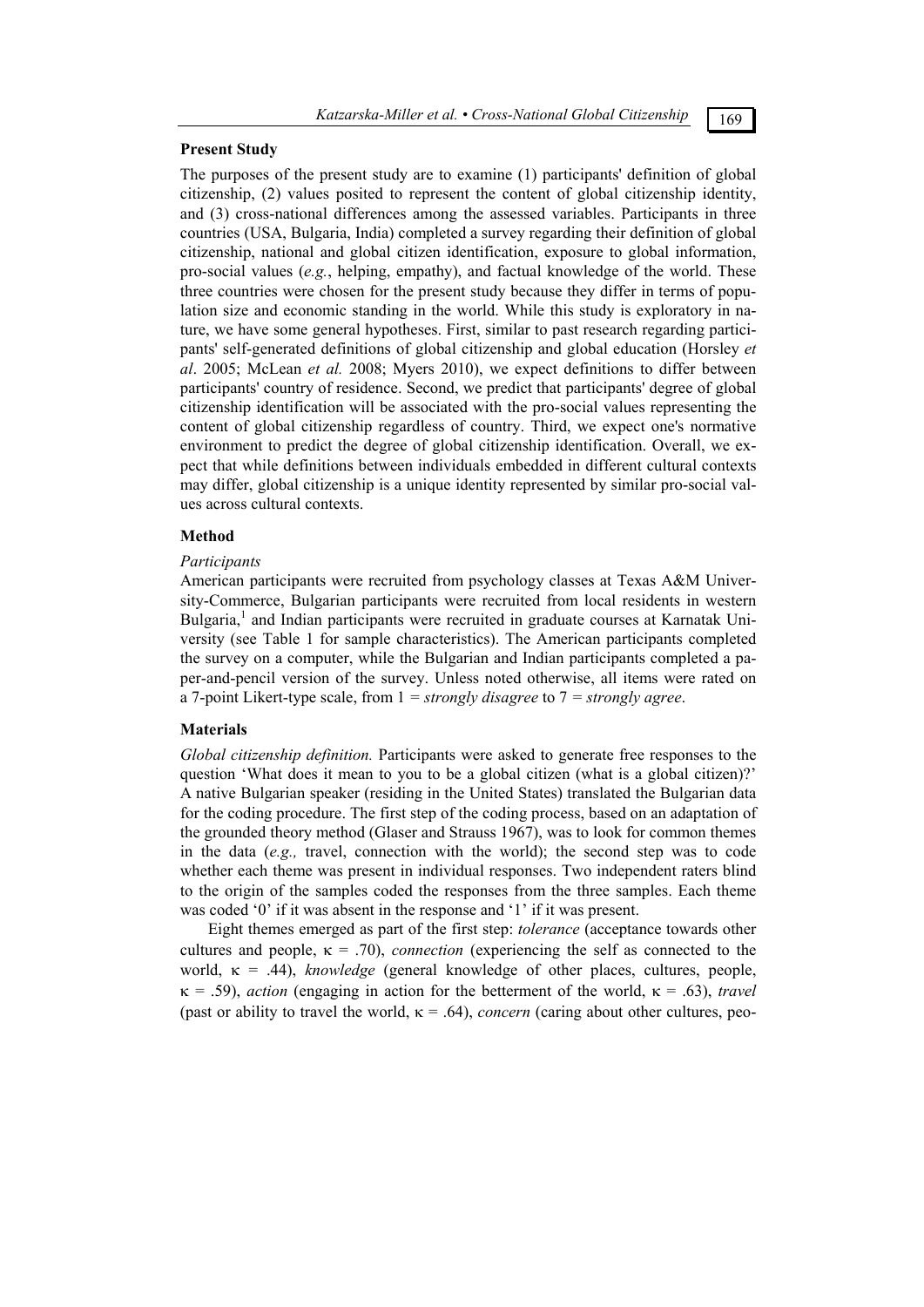### Present Study

The purposes of the present study are to examine (1) participants' definition of global citizenship, (2) values posited to represent the content of global citizenship identity, and (3) cross-national differences among the assessed variables. Participants in three countries (USA, Bulgaria, India) completed a survey regarding their definition of global citizenship, national and global citizen identification, exposure to global information, pro-social values (*e.g.*, helping, empathy), and factual knowledge of the world. These three countries were chosen for the present study because they differ in terms of population size and economic standing in the world. While this study is exploratory in nature, we have some general hypotheses. First, similar to past research regarding participants' self-generated definitions of global citizenship and global education (Horsley *et al*. 2005; McLean *et al.* 2008; Myers 2010), we expect definitions to differ between participants' country of residence. Second, we predict that participants' degree of global citizenship identification will be associated with the pro-social values representing the content of global citizenship regardless of country. Third, we expect one's normative environment to predict the degree of global citizenship identification. Overall, we expect that while definitions between individuals embedded in different cultural contexts may differ, global citizenship is a unique identity represented by similar pro-social values across cultural contexts.

### Method

*Participants*

American participants were recruited from psychology classes at Texas A&M University-Commerce, Bulgarian participants were recruited from local residents in western Bulgaria,[1] and Indian participants were recruited in graduate courses at Karnatak University (see Table 1 for sample characteristics). The American participants completed the survey on a computer, while the Bulgarian and Indian participants completed a paper-and-pencil version of the survey. Unless noted otherwise, all items were rated on a 7-point Likert-type scale, from 1 = *strongly disagree* to 7 = *strongly agree*.

### Materials

*Global citizenship definition.* Participants were asked to generate free responses to the question 'What does it mean to you to be a global citizen (what is a global citizen)?' A native Bulgarian speaker (residing in the United States) translated the Bulgarian data for the coding procedure. The first step of the coding process, based on an adaptation of the grounded theory method (Glaser and Strauss 1967), was to look for common themes in the data (*e.g.,* travel, connection with the world); the second step was to code whether each theme was present in individual responses. Two independent raters blind to the origin of the samples coded the responses from the three samples. Each theme was coded '0' if it was absent in the response and '1' if it was present.

Eight themes emerged as part of the first step: *tolerance* (acceptance towards other cultures and people, $\kappa = .70$), *connection* (experiencing the self as connected to the world, $\kappa = .44$), *knowledge* (general knowledge of other places, cultures, people, $\kappa = .59$), *action* (engaging in action for the betterment of the world, $\kappa = .63$), *travel* (past or ability to travel the world, $\kappa = .64$), *concern* (caring about other cultures, peo-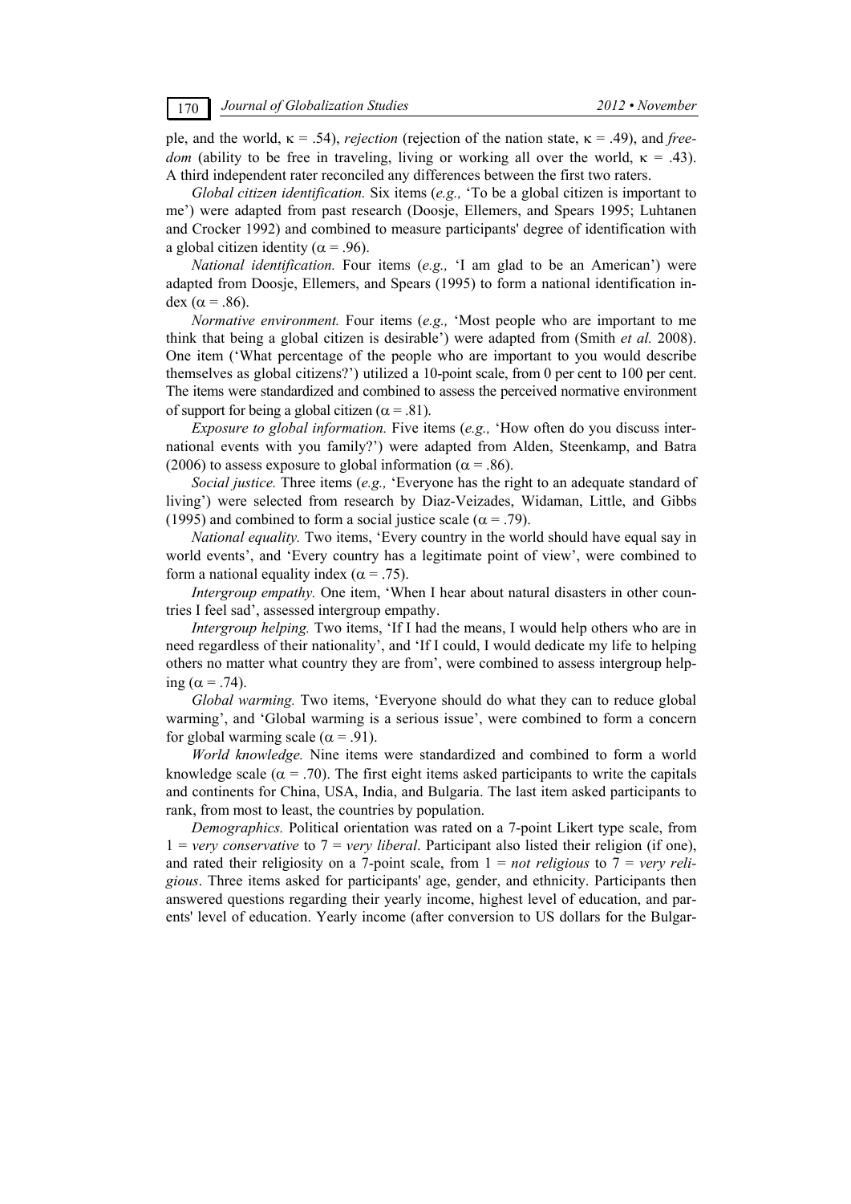ple, and the world, $\kappa = .54$), *rejection* (rejection of the nation state, $\kappa = .49$), and *freedom* (ability to be free in traveling, living or working all over the world, $\kappa = .43$). A third independent rater reconciled any differences between the first two raters.

*Global citizen identification.* Six items (*e.g.,* 'To be a global citizen is important to me') were adapted from past research (Doosje, Ellemers, and Spears 1995; Luhtanen and Crocker 1992) and combined to measure participants' degree of identification with a global citizen identity ($\alpha = .96$).

*National identification.* Four items (*e.g.,* 'I am glad to be an American') were adapted from Doosje, Ellemers, and Spears (1995) to form a national identification index ($\alpha = .86$).

*Normative environment.* Four items (*e.g.,* 'Most people who are important to me think that being a global citizen is desirable') were adapted from (Smith *et al.* 2008). One item ('What percentage of the people who are important to you would describe themselves as global citizens?') utilized a 10-point scale, from 0 per cent to 100 per cent. The items were standardized and combined to assess the perceived normative environment of support for being a global citizen ($\alpha = .81$).

*Exposure to global information.* Five items (*e.g.,* 'How often do you discuss international events with you family?') were adapted from Alden, Steenkamp, and Batra (2006) to assess exposure to global information ($\alpha = .86$).

*Social justice.* Three items (*e.g.,* 'Everyone has the right to an adequate standard of living') were selected from research by Diaz-Veizades, Widaman, Little, and Gibbs (1995) and combined to form a social justice scale ($\alpha = .79$).

*National equality.* Two items, 'Every country in the world should have equal say in world events', and 'Every country has a legitimate point of view', were combined to form a national equality index ($\alpha = .75$).

*Intergroup empathy.* One item, 'When I hear about natural disasters in other countries I feel sad', assessed intergroup empathy.

*Intergroup helping.* Two items, 'If I had the means, I would help others who are in need regardless of their nationality', and 'If I could, I would dedicate my life to helping others no matter what country they are from', were combined to assess intergroup helping ($\alpha = .74$).

*Global warming.* Two items, 'Everyone should do what they can to reduce global warming', and 'Global warming is a serious issue', were combined to form a concern for global warming scale ($\alpha = .91$).

*World knowledge.* Nine items were standardized and combined to form a world knowledge scale ($\alpha = .70$). The first eight items asked participants to write the capitals and continents for China, USA, India, and Bulgaria. The last item asked participants to rank, from most to least, the countries by population.

*Demographics.* Political orientation was rated on a 7-point Likert type scale, from 1 = *very conservative* to 7 = *very liberal*. Participant also listed their religion (if one), and rated their religiosity on a 7-point scale, from 1 = *not religious* to 7 = *very religious*. Three items asked for participants' age, gender, and ethnicity. Participants then answered questions regarding their yearly income, highest level of education, and parents' level of education. Yearly income (after conversion to US dollars for the Bulgar-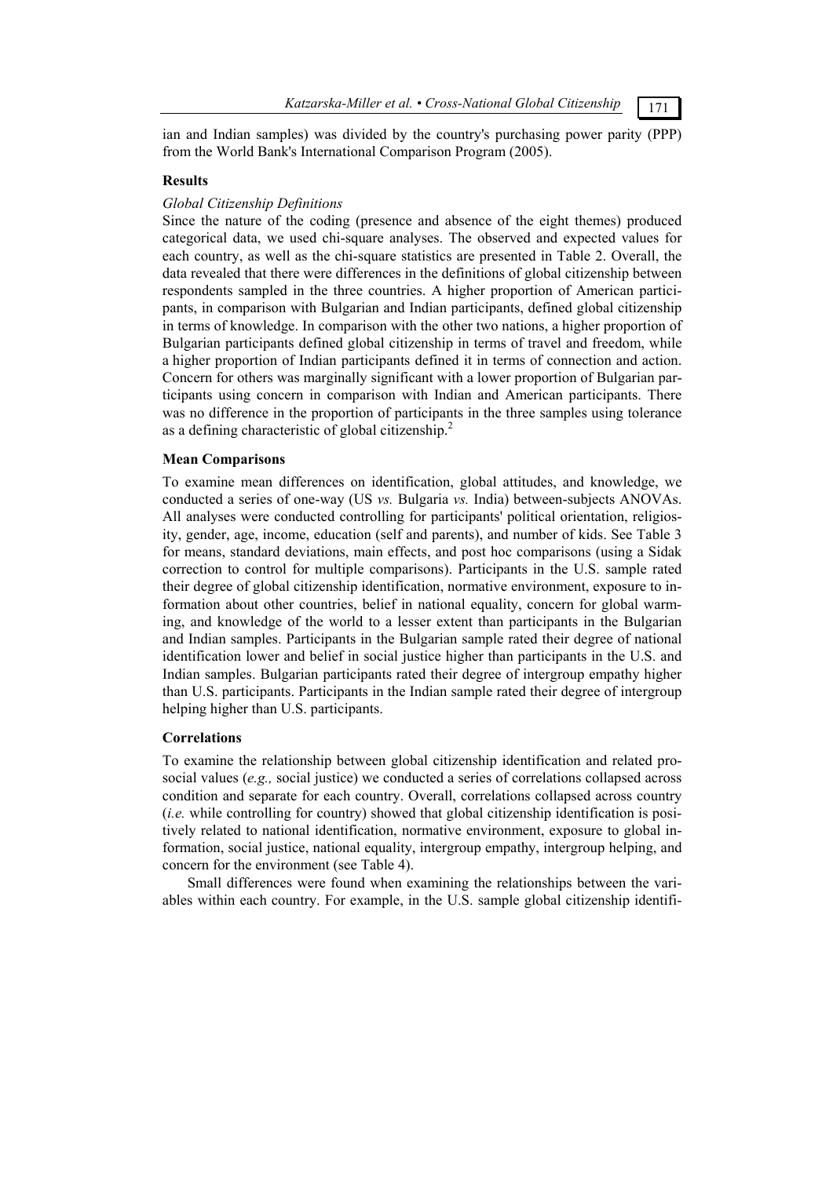ian and Indian samples) was divided by the country's purchasing power parity (PPP) from the World Bank's International Comparison Program (2005).

## Results

### *Global Citizenship Definitions*

Since the nature of the coding (presence and absence of the eight themes) produced categorical data, we used chi-square analyses. The observed and expected values for each country, as well as the chi-square statistics are presented in Table 2. Overall, the data revealed that there were differences in the definitions of global citizenship between respondents sampled in the three countries. A higher proportion of American participants, in comparison with Bulgarian and Indian participants, defined global citizenship in terms of knowledge. In comparison with the other two nations, a higher proportion of Bulgarian participants defined global citizenship in terms of travel and freedom, while a higher proportion of Indian participants defined it in terms of connection and action. Concern for others was marginally significant with a lower proportion of Bulgarian participants using concern in comparison with Indian and American participants. There was no difference in the proportion of participants in the three samples using tolerance as a defining characteristic of global citizenship.[2]

## Mean Comparisons

To examine mean differences on identification, global attitudes, and knowledge, we conducted a series of one-way (US *vs.* Bulgaria *vs.* India) between-subjects ANOVAs. All analyses were conducted controlling for participants' political orientation, religiosity, gender, age, income, education (self and parents), and number of kids. See Table 3 for means, standard deviations, main effects, and post hoc comparisons (using a Sidak correction to control for multiple comparisons). Participants in the U.S. sample rated their degree of global citizenship identification, normative environment, exposure to information about other countries, belief in national equality, concern for global warming, and knowledge of the world to a lesser extent than participants in the Bulgarian and Indian samples. Participants in the Bulgarian sample rated their degree of national identification lower and belief in social justice higher than participants in the U.S. and Indian samples. Bulgarian participants rated their degree of intergroup empathy higher than U.S. participants. Participants in the Indian sample rated their degree of intergroup helping higher than U.S. participants.

## Correlations

To examine the relationship between global citizenship identification and related prosocial values (*e.g.,* social justice) we conducted a series of correlations collapsed across condition and separate for each country. Overall, correlations collapsed across country (*i.e.* while controlling for country) showed that global citizenship identification is positively related to national identification, normative environment, exposure to global information, social justice, national equality, intergroup empathy, intergroup helping, and concern for the environment (see Table 4).

Small differences were found when examining the relationships between the variables within each country. For example, in the U.S. sample global citizenship identifi-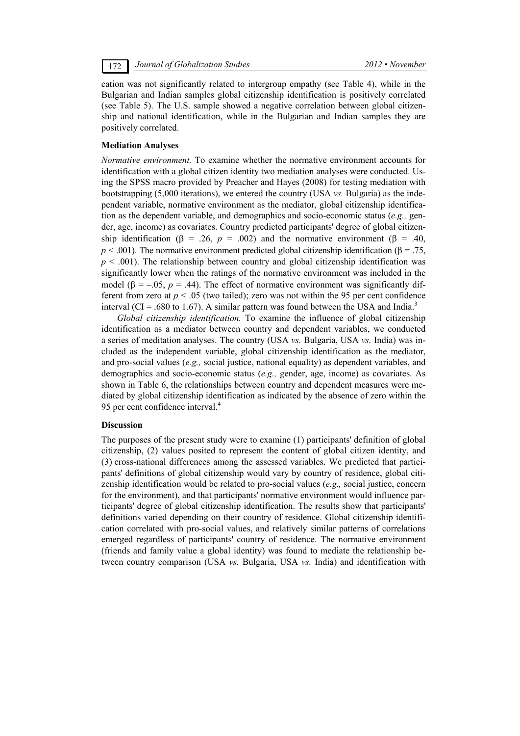cation was not significantly related to intergroup empathy (see Table 4), while in the Bulgarian and Indian samples global citizenship identification is positively correlated (see Table 5). The U.S. sample showed a negative correlation between global citizenship and national identification, while in the Bulgarian and Indian samples they are positively correlated.

### Mediation Analyses

*Normative environment.* To examine whether the normative environment accounts for identification with a global citizen identity two mediation analyses were conducted. Using the SPSS macro provided by Preacher and Hayes (2008) for testing mediation with bootstrapping (5,000 iterations), we entered the country (USA *vs.* Bulgaria) as the independent variable, normative environment as the mediator, global citizenship identification as the dependent variable, and demographics and socio-economic status (*e.g.,* gender, age, income) as covariates. Country predicted participants' degree of global citizenship identification ($\beta = .26$, $p = .002$) and the normative environment ($\beta = .40$, $p < .001$). The normative environment predicted global citizenship identification ($\beta = .75$, $p < .001$). The relationship between country and global citizenship identification was significantly lower when the ratings of the normative environment was included in the model ($\beta = -.05$, $p = .44$). The effect of normative environment was significantly different from zero at $p < .05$ (two tailed); zero was not within the 95 per cent confidence interval (CI = .680 to 1.67). A similar pattern was found between the USA and India.[3]

*Global citizenship identification.* To examine the influence of global citizenship identification as a mediator between country and dependent variables, we conducted a series of meditation analyses. The country (USA *vs.* Bulgaria, USA *vs.* India) was included as the independent variable, global citizenship identification as the mediator, and pro-social values (*e.g.,* social justice, national equality) as dependent variables, and demographics and socio-economic status (*e.g.,* gender, age, income) as covariates. As shown in Table 6, the relationships between country and dependent measures were mediated by global citizenship identification as indicated by the absence of zero within the 95 per cent confidence interval.[4]

### Discussion

The purposes of the present study were to examine (1) participants' definition of global citizenship, (2) values posited to represent the content of global citizen identity, and (3) cross-national differences among the assessed variables. We predicted that participants' definitions of global citizenship would vary by country of residence, global citizenship identification would be related to pro-social values (*e.g.,* social justice, concern for the environment), and that participants' normative environment would influence participants' degree of global citizenship identification. The results show that participants' definitions varied depending on their country of residence. Global citizenship identification correlated with pro-social values, and relatively similar patterns of correlations emerged regardless of participants' country of residence. The normative environment (friends and family value a global identity) was found to mediate the relationship between country comparison (USA *vs.* Bulgaria, USA *vs.* India) and identification with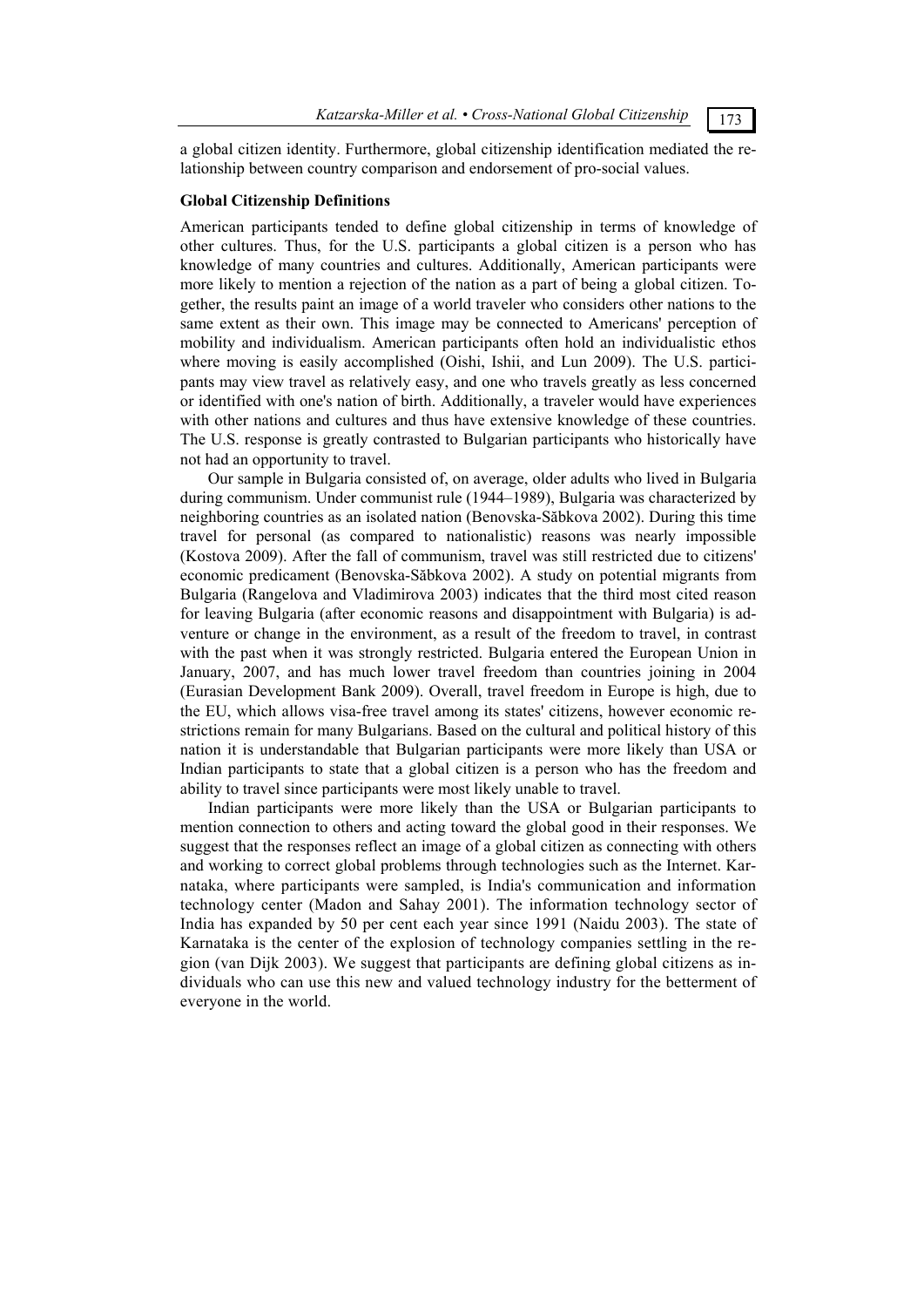a global citizen identity. Furthermore, global citizenship identification mediated the relationship between country comparison and endorsement of pro-social values.

### Global Citizenship Definitions

American participants tended to define global citizenship in terms of knowledge of other cultures. Thus, for the U.S. participants a global citizen is a person who has knowledge of many countries and cultures. Additionally, American participants were more likely to mention a rejection of the nation as a part of being a global citizen. Together, the results paint an image of a world traveler who considers other nations to the same extent as their own. This image may be connected to Americans' perception of mobility and individualism. American participants often hold an individualistic ethos where moving is easily accomplished (Oishi, Ishii, and Lun 2009). The U.S. participants may view travel as relatively easy, and one who travels greatly as less concerned or identified with one's nation of birth. Additionally, a traveler would have experiences with other nations and cultures and thus have extensive knowledge of these countries. The U.S. response is greatly contrasted to Bulgarian participants who historically have not had an opportunity to travel.

Our sample in Bulgaria consisted of, on average, older adults who lived in Bulgaria during communism. Under communist rule (1944–1989), Bulgaria was characterized by neighboring countries as an isolated nation (Benovska-Săbkova 2002). During this time travel for personal (as compared to nationalistic) reasons was nearly impossible (Kostova 2009). After the fall of communism, travel was still restricted due to citizens' economic predicament (Benovska-Săbkova 2002). A study on potential migrants from Bulgaria (Rangelova and Vladimirova 2003) indicates that the third most cited reason for leaving Bulgaria (after economic reasons and disappointment with Bulgaria) is adventure or change in the environment, as a result of the freedom to travel, in contrast with the past when it was strongly restricted. Bulgaria entered the European Union in January, 2007, and has much lower travel freedom than countries joining in 2004 (Eurasian Development Bank 2009). Overall, travel freedom in Europe is high, due to the EU, which allows visa-free travel among its states' citizens, however economic restrictions remain for many Bulgarians. Based on the cultural and political history of this nation it is understandable that Bulgarian participants were more likely than USA or Indian participants to state that a global citizen is a person who has the freedom and ability to travel since participants were most likely unable to travel.

Indian participants were more likely than the USA or Bulgarian participants to mention connection to others and acting toward the global good in their responses. We suggest that the responses reflect an image of a global citizen as connecting with others and working to correct global problems through technologies such as the Internet. Karnataka, where participants were sampled, is India's communication and information technology center (Madon and Sahay 2001). The information technology sector of India has expanded by 50 per cent each year since 1991 (Naidu 2003). The state of Karnataka is the center of the explosion of technology companies settling in the region (van Dijk 2003). We suggest that participants are defining global citizens as individuals who can use this new and valued technology industry for the betterment of everyone in the world.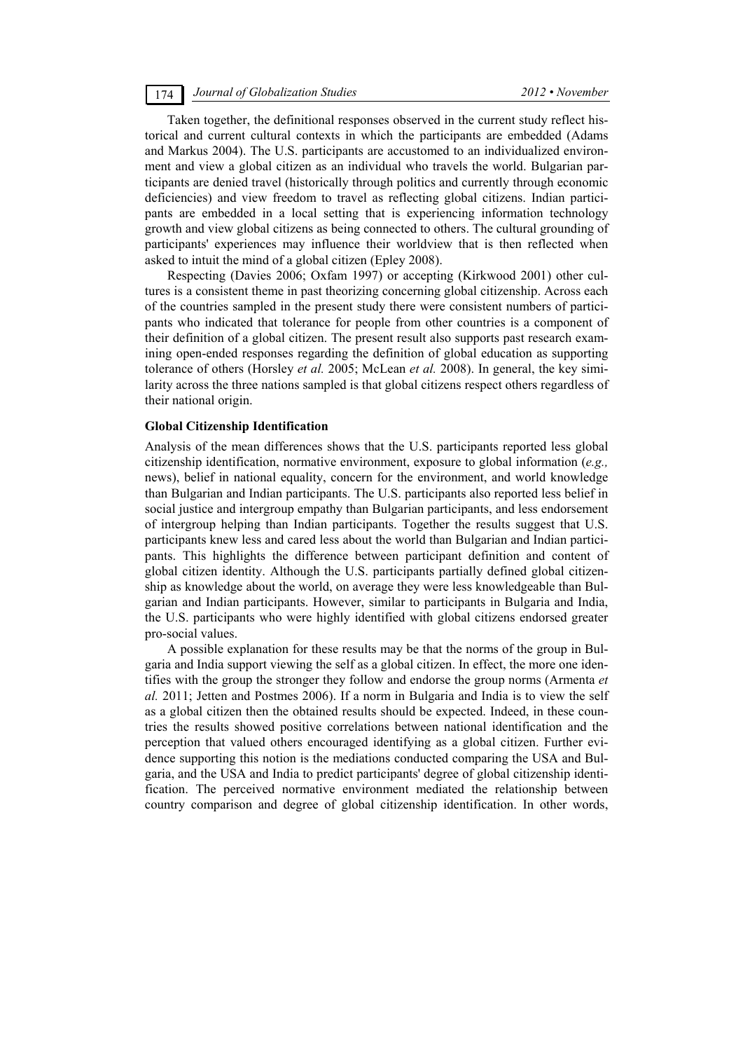Taken together, the definitional responses observed in the current study reflect historical and current cultural contexts in which the participants are embedded (Adams and Markus 2004). The U.S. participants are accustomed to an individualized environment and view a global citizen as an individual who travels the world. Bulgarian participants are denied travel (historically through politics and currently through economic deficiencies) and view freedom to travel as reflecting global citizens. Indian participants are embedded in a local setting that is experiencing information technology growth and view global citizens as being connected to others. The cultural grounding of participants' experiences may influence their worldview that is then reflected when asked to intuit the mind of a global citizen (Epley 2008).

Respecting (Davies 2006; Oxfam 1997) or accepting (Kirkwood 2001) other cultures is a consistent theme in past theorizing concerning global citizenship. Across each of the countries sampled in the present study there were consistent numbers of participants who indicated that tolerance for people from other countries is a component of their definition of a global citizen. The present result also supports past research examining open-ended responses regarding the definition of global education as supporting tolerance of others (Horsley *et al.* 2005; McLean *et al.* 2008). In general, the key similarity across the three nations sampled is that global citizens respect others regardless of their national origin.

### Global Citizenship Identification

Analysis of the mean differences shows that the U.S. participants reported less global citizenship identification, normative environment, exposure to global information (*e.g.,* news), belief in national equality, concern for the environment, and world knowledge than Bulgarian and Indian participants. The U.S. participants also reported less belief in social justice and intergroup empathy than Bulgarian participants, and less endorsement of intergroup helping than Indian participants. Together the results suggest that U.S. participants knew less and cared less about the world than Bulgarian and Indian participants. This highlights the difference between participant definition and content of global citizen identity. Although the U.S. participants partially defined global citizenship as knowledge about the world, on average they were less knowledgeable than Bulgarian and Indian participants. However, similar to participants in Bulgaria and India, the U.S. participants who were highly identified with global citizens endorsed greater pro-social values.

A possible explanation for these results may be that the norms of the group in Bulgaria and India support viewing the self as a global citizen. In effect, the more one identifies with the group the stronger they follow and endorse the group norms (Armenta *et al.* 2011; Jetten and Postmes 2006). If a norm in Bulgaria and India is to view the self as a global citizen then the obtained results should be expected. Indeed, in these countries the results showed positive correlations between national identification and the perception that valued others encouraged identifying as a global citizen. Further evidence supporting this notion is the mediations conducted comparing the USA and Bulgaria, and the USA and India to predict participants' degree of global citizenship identification. The perceived normative environment mediated the relationship between country comparison and degree of global citizenship identification. In other words,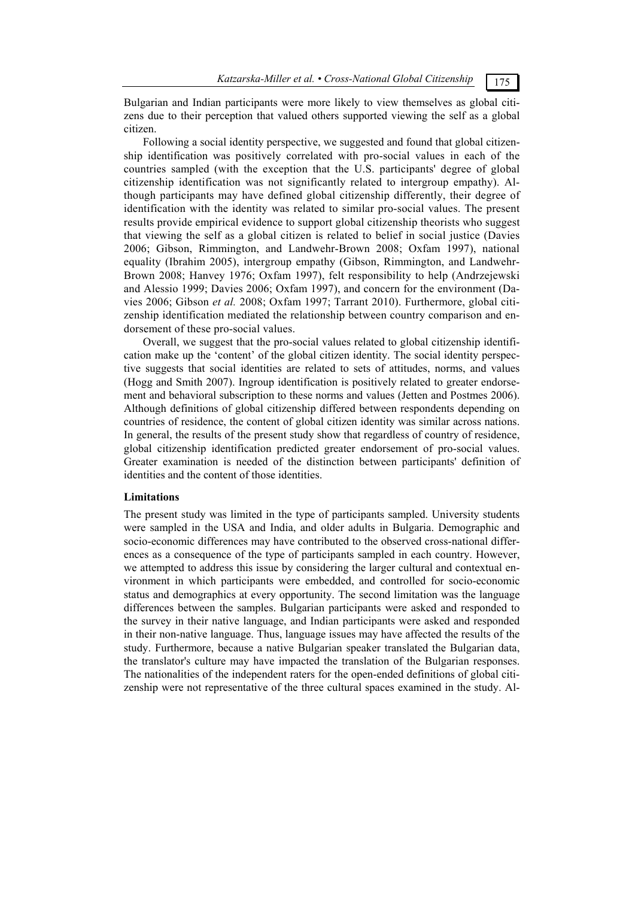Bulgarian and Indian participants were more likely to view themselves as global citizens due to their perception that valued others supported viewing the self as a global citizen.

Following a social identity perspective, we suggested and found that global citizenship identification was positively correlated with pro-social values in each of the countries sampled (with the exception that the U.S. participants' degree of global citizenship identification was not significantly related to intergroup empathy). Although participants may have defined global citizenship differently, their degree of identification with the identity was related to similar pro-social values. The present results provide empirical evidence to support global citizenship theorists who suggest that viewing the self as a global citizen is related to belief in social justice (Davies 2006; Gibson, Rimmington, and Landwehr-Brown 2008; Oxfam 1997), national equality (Ibrahim 2005), intergroup empathy (Gibson, Rimmington, and Landwehr-Brown 2008; Hanvey 1976; Oxfam 1997), felt responsibility to help (Andrzejewski and Alessio 1999; Davies 2006; Oxfam 1997), and concern for the environment (Davies 2006; Gibson *et al.* 2008; Oxfam 1997; Tarrant 2010). Furthermore, global citizenship identification mediated the relationship between country comparison and endorsement of these pro-social values.

Overall, we suggest that the pro-social values related to global citizenship identification make up the 'content' of the global citizen identity. The social identity perspective suggests that social identities are related to sets of attitudes, norms, and values (Hogg and Smith 2007). Ingroup identification is positively related to greater endorsement and behavioral subscription to these norms and values (Jetten and Postmes 2006). Although definitions of global citizenship differed between respondents depending on countries of residence, the content of global citizen identity was similar across nations. In general, the results of the present study show that regardless of country of residence, global citizenship identification predicted greater endorsement of pro-social values. Greater examination is needed of the distinction between participants' definition of identities and the content of those identities.

### Limitations

The present study was limited in the type of participants sampled. University students were sampled in the USA and India, and older adults in Bulgaria. Demographic and socio-economic differences may have contributed to the observed cross-national differences as a consequence of the type of participants sampled in each country. However, we attempted to address this issue by considering the larger cultural and contextual environment in which participants were embedded, and controlled for socio-economic status and demographics at every opportunity. The second limitation was the language differences between the samples. Bulgarian participants were asked and responded to the survey in their native language, and Indian participants were asked and responded in their non-native language. Thus, language issues may have affected the results of the study. Furthermore, because a native Bulgarian speaker translated the Bulgarian data, the translator's culture may have impacted the translation of the Bulgarian responses. The nationalities of the independent raters for the open-ended definitions of global citizenship were not representative of the three cultural spaces examined in the study. Al-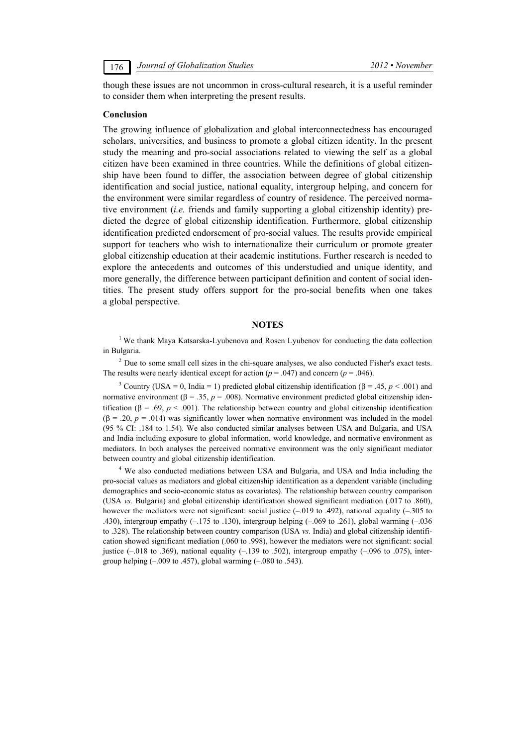though these issues are not uncommon in cross-cultural research, it is a useful reminder to consider them when interpreting the present results.

### Conclusion

The growing influence of globalization and global interconnectedness has encouraged scholars, universities, and business to promote a global citizen identity. In the present study the meaning and pro-social associations related to viewing the self as a global citizen have been examined in three countries. While the definitions of global citizenship have been found to differ, the association between degree of global citizenship identification and social justice, national equality, intergroup helping, and concern for the environment were similar regardless of country of residence. The perceived normative environment (*i.e.* friends and family supporting a global citizenship identity) predicted the degree of global citizenship identification. Furthermore, global citizenship identification predicted endorsement of pro-social values. The results provide empirical support for teachers who wish to internationalize their curriculum or promote greater global citizenship education at their academic institutions. Further research is needed to explore the antecedents and outcomes of this understudied and unique identity, and more generally, the difference between participant definition and content of social identities. The present study offers support for the pro-social benefits when one takes a global perspective.

## NOTES

[1] We thank Maya Katsarska-Lyubenova and Rosen Lyubenov for conducting the data collection in Bulgaria.

[2] Due to some small cell sizes in the chi-square analyses, we also conducted Fisher's exact tests. The results were nearly identical except for action ($p = .047$) and concern ($p = .046$).

[3] Country (USA = 0, India = 1) predicted global citizenship identification ($\beta = .45$, $p < .001$) and normative environment ($\beta = .35$, $p = .008$). Normative environment predicted global citizenship identification ($\beta = .69$, $p < .001$). The relationship between country and global citizenship identification ($\beta = .20$, $p = .014$) was significantly lower when normative environment was included in the model (95 % CI: .184 to 1.54). We also conducted similar analyses between USA and Bulgaria, and USA and India including exposure to global information, world knowledge, and normative environment as mediators. In both analyses the perceived normative environment was the only significant mediator between country and global citizenship identification.

[4] We also conducted mediations between USA and Bulgaria, and USA and India including the pro-social values as mediators and global citizenship identification as a dependent variable (including demographics and socio-economic status as covariates). The relationship between country comparison (USA *vs.* Bulgaria) and global citizenship identification showed significant mediation (.017 to .860), however the mediators were not significant: social justice (–.019 to .492), national equality (–.305 to .430), intergroup empathy (–.175 to .130), intergroup helping (–.069 to .261), global warming (–.036 to .328). The relationship between country comparison (USA *vs.* India) and global citizenship identification showed significant mediation (.060 to .998), however the mediators were not significant: social justice (–.018 to .369), national equality (–.139 to .502), intergroup empathy (–.096 to .075), intergroup helping (–.009 to .457), global warming (–.080 to .543).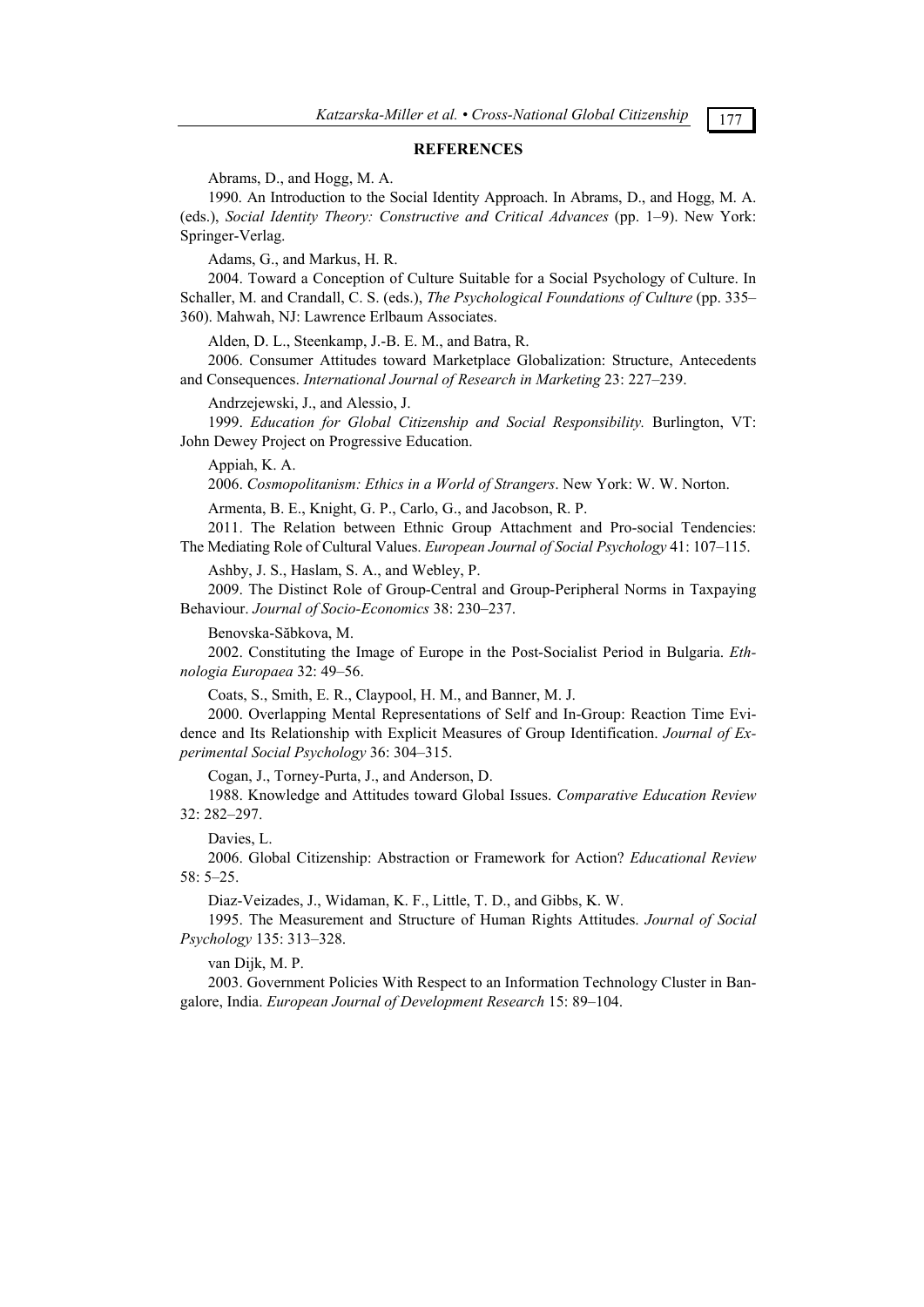## REFERENCES

Abrams, D., and Hogg, M. A.

1990. An Introduction to the Social Identity Approach. In Abrams, D., and Hogg, M. A. (eds.), *Social Identity Theory: Constructive and Critical Advances* (pp. 1–9). New York: Springer-Verlag.

Adams, G., and Markus, H. R.

2004. Toward a Conception of Culture Suitable for a Social Psychology of Culture. In Schaller, M. and Crandall, C. S. (eds.), *The Psychological Foundations of Culture* (pp. 335–360). Mahwah, NJ: Lawrence Erlbaum Associates.

Alden, D. L., Steenkamp, J.-B. E. M., and Batra, R.

2006. Consumer Attitudes toward Marketplace Globalization: Structure, Antecedents and Consequences. *International Journal of Research in Marketing* 23: 227–239.

Andrzejewski, J., and Alessio, J.

1999. *Education for Global Citizenship and Social Responsibility.* Burlington, VT: John Dewey Project on Progressive Education.

Appiah, K. A.

2006. *Cosmopolitanism: Ethics in a World of Strangers*. New York: W. W. Norton.

Armenta, B. E., Knight, G. P., Carlo, G., and Jacobson, R. P.

2011. The Relation between Ethnic Group Attachment and Pro-social Tendencies: The Mediating Role of Cultural Values. *European Journal of Social Psychology* 41: 107–115.

Ashby, J. S., Haslam, S. A., and Webley, P.

2009. The Distinct Role of Group-Central and Group-Peripheral Norms in Taxpaying Behaviour. *Journal of Socio-Economics* 38: 230–237.

Benovska-Săbkova, M.

2002. Constituting the Image of Europe in the Post-Socialist Period in Bulgaria. *Ethnologia Europaea* 32: 49–56.

Coats, S., Smith, E. R., Claypool, H. M., and Banner, M. J.

2000. Overlapping Mental Representations of Self and In-Group: Reaction Time Evidence and Its Relationship with Explicit Measures of Group Identification. *Journal of Experimental Social Psychology* 36: 304–315.

Cogan, J., Torney-Purta, J., and Anderson, D.

1988. Knowledge and Attitudes toward Global Issues. *Comparative Education Review* 32: 282–297.

Davies, L.

2006. Global Citizenship: Abstraction or Framework for Action? *Educational Review* 58: 5–25.

Diaz-Veizades, J., Widaman, K. F., Little, T. D., and Gibbs, K. W.

1995. The Measurement and Structure of Human Rights Attitudes. *Journal of Social Psychology* 135: 313–328.

van Dijk, M. P.

2003. Government Policies With Respect to an Information Technology Cluster in Bangalore, India. *European Journal of Development Research* 15: 89–104.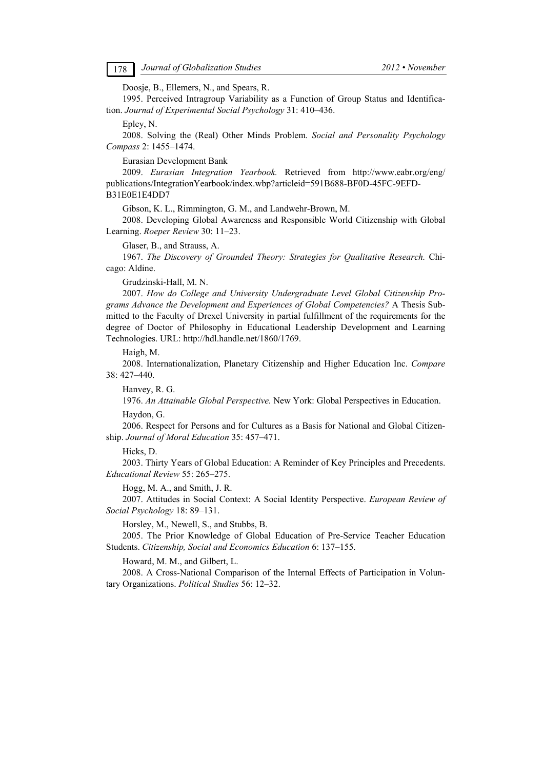Doosje, B., Ellemers, N., and Spears, R.

1995. Perceived Intragroup Variability as a Function of Group Status and Identification. *Journal of Experimental Social Psychology* 31: 410–436.

Epley, N.

2008. Solving the (Real) Other Minds Problem. *Social and Personality Psychology Compass* 2: 1455–1474.

Eurasian Development Bank

2009. *Eurasian Integration Yearbook.* Retrieved from http://www.eabr.org/eng/publications/IntegrationYearbook/index.wbp?articleid=591B688-BF0D-45FC-9EFD-B31E0E1E4DD7

Gibson, K. L., Rimmington, G. M., and Landwehr-Brown, M.

2008. Developing Global Awareness and Responsible World Citizenship with Global Learning. *Roeper Review* 30: 11–23.

Glaser, B., and Strauss, A.

1967. *The Discovery of Grounded Theory: Strategies for Qualitative Research.* Chicago: Aldine.

Grudzinski-Hall, M. N.

2007. *How do College and University Undergraduate Level Global Citizenship Programs Advance the Development and Experiences of Global Competencies?* A Thesis Submitted to the Faculty of Drexel University in partial fulfillment of the requirements for the degree of Doctor of Philosophy in Educational Leadership Development and Learning Technologies. URL: http://hdl.handle.net/1860/1769.

Haigh, M.

2008. Internationalization, Planetary Citizenship and Higher Education Inc. *Compare* 38: 427–440.

Hanvey, R. G.

1976. *An Attainable Global Perspective.* New York: Global Perspectives in Education.

Haydon, G.

2006. Respect for Persons and for Cultures as a Basis for National and Global Citizenship. *Journal of Moral Education* 35: 457–471.

Hicks, D.

2003. Thirty Years of Global Education: A Reminder of Key Principles and Precedents. *Educational Review* 55: 265–275.

Hogg, M. A., and Smith, J. R.

2007. Attitudes in Social Context: A Social Identity Perspective. *European Review of Social Psychology* 18: 89–131.

Horsley, M., Newell, S., and Stubbs, B.

2005. The Prior Knowledge of Global Education of Pre-Service Teacher Education Students. *Citizenship, Social and Economics Education* 6: 137–155.

Howard, M. M., and Gilbert, L.

2008. A Cross-National Comparison of the Internal Effects of Participation in Voluntary Organizations. *Political Studies* 56: 12–32.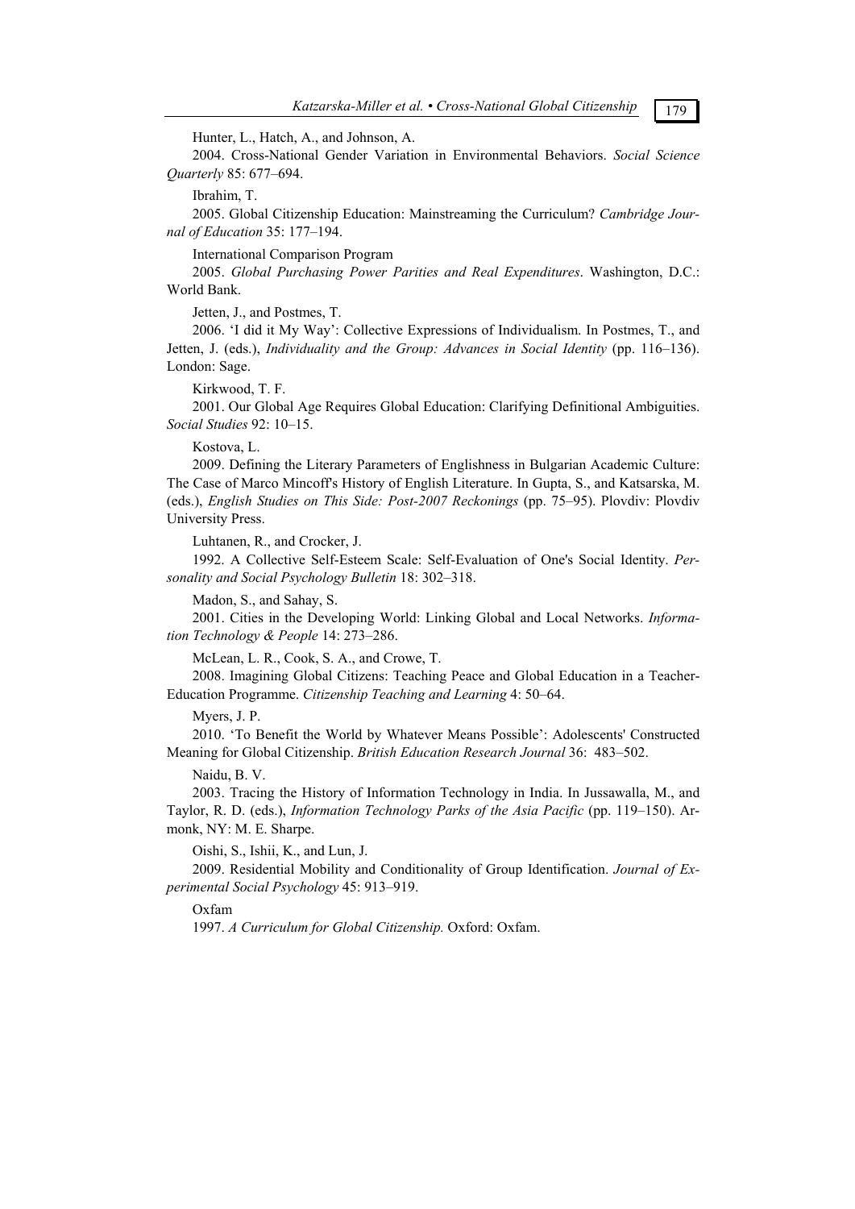Hunter, L., Hatch, A., and Johnson, A.

2004. Cross-National Gender Variation in Environmental Behaviors. *Social Science Quarterly* 85: 677–694.

Ibrahim, T.

2005. Global Citizenship Education: Mainstreaming the Curriculum? *Cambridge Journal of Education* 35: 177–194.

International Comparison Program

2005. *Global Purchasing Power Parities and Real Expenditures*. Washington, D.C.: World Bank.

Jetten, J., and Postmes, T.

2006. 'I did it My Way': Collective Expressions of Individualism. In Postmes, T., and Jetten, J. (eds.), *Individuality and the Group: Advances in Social Identity* (pp. 116–136). London: Sage.

Kirkwood, T. F.

2001. Our Global Age Requires Global Education: Clarifying Definitional Ambiguities. *Social Studies* 92: 10–15.

Kostova, L.

2009. Defining the Literary Parameters of Englishness in Bulgarian Academic Culture: The Case of Marco Mincoff's History of English Literature. In Gupta, S., and Katsarska, M. (eds.), *English Studies on This Side: Post-2007 Reckonings* (pp. 75–95). Plovdiv: Plovdiv University Press.

Luhtanen, R., and Crocker, J.

1992. A Collective Self-Esteem Scale: Self-Evaluation of One's Social Identity. *Personality and Social Psychology Bulletin* 18: 302–318.

Madon, S., and Sahay, S.

2001. Cities in the Developing World: Linking Global and Local Networks. *Information Technology & People* 14: 273–286.

McLean, L. R., Cook, S. A., and Crowe, T.

2008. Imagining Global Citizens: Teaching Peace and Global Education in a Teacher-Education Programme. *Citizenship Teaching and Learning* 4: 50–64.

Myers, J. P.

2010. 'To Benefit the World by Whatever Means Possible': Adolescents' Constructed Meaning for Global Citizenship. *British Education Research Journal* 36: 483–502.

Naidu, B. V.

2003. Tracing the History of Information Technology in India. In Jussawalla, M., and Taylor, R. D. (eds.), *Information Technology Parks of the Asia Pacific* (pp. 119–150). Armonk, NY: M. E. Sharpe.

Oishi, S., Ishii, K., and Lun, J.

2009. Residential Mobility and Conditionality of Group Identification. *Journal of Experimental Social Psychology* 45: 913–919.

Oxfam

1997. *A Curriculum for Global Citizenship.* Oxford: Oxfam.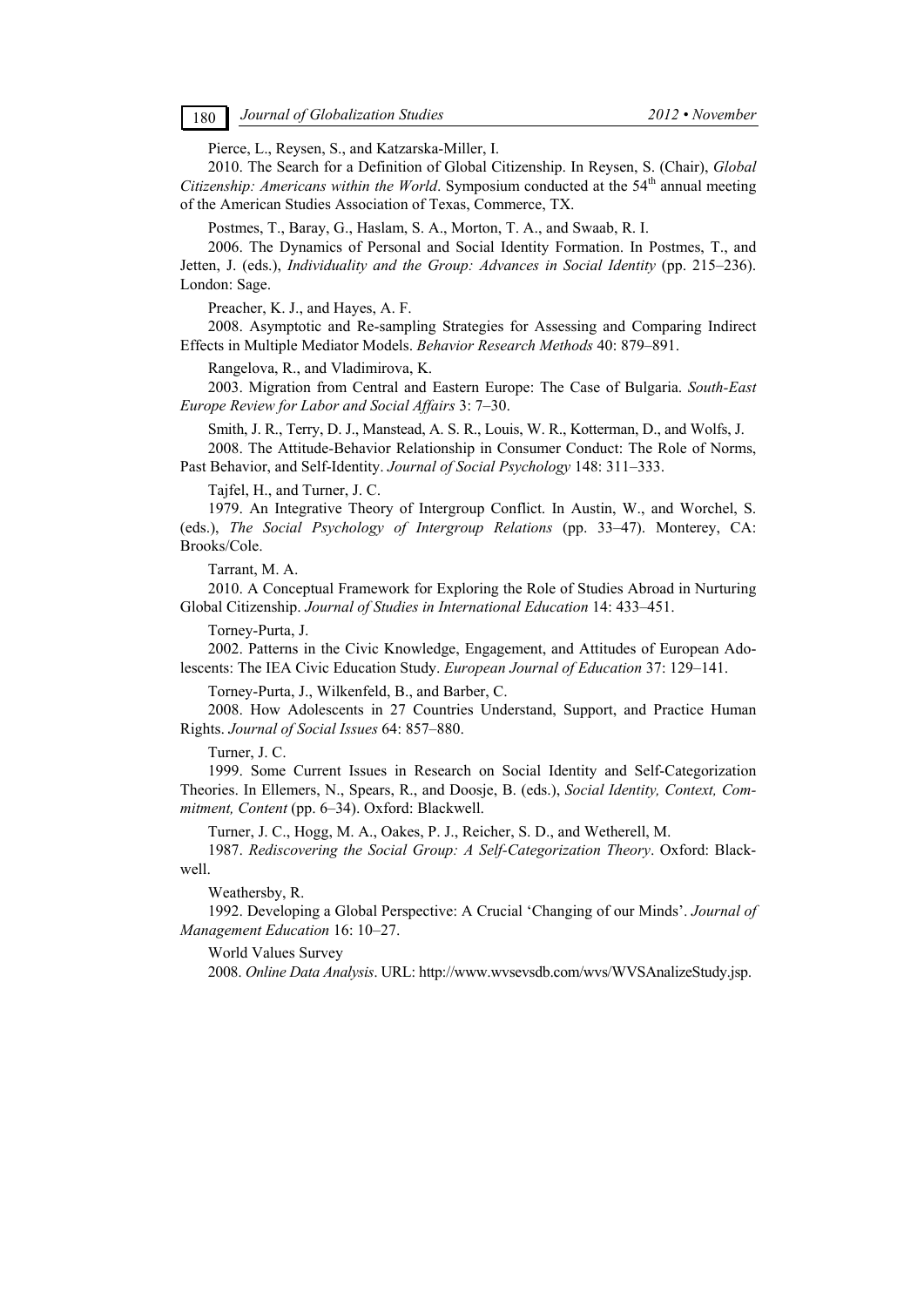Pierce, L., Reysen, S., and Katzarska-Miller, I.

2010. The Search for a Definition of Global Citizenship. In Reysen, S. (Chair), *Global Citizenship: Americans within the World*. Symposium conducted at the 54th annual meeting of the American Studies Association of Texas, Commerce, TX.

Postmes, T., Baray, G., Haslam, S. A., Morton, T. A., and Swaab, R. I.

2006. The Dynamics of Personal and Social Identity Formation. In Postmes, T., and Jetten, J. (eds.), *Individuality and the Group: Advances in Social Identity* (pp. 215–236). London: Sage.

Preacher, K. J., and Hayes, A. F.

2008. Asymptotic and Re-sampling Strategies for Assessing and Comparing Indirect Effects in Multiple Mediator Models. *Behavior Research Methods* 40: 879–891.

Rangelova, R., and Vladimirova, K.

2003. Migration from Central and Eastern Europe: The Case of Bulgaria. *South-East Europe Review for Labor and Social Affairs* 3: 7–30.

Smith, J. R., Terry, D. J., Manstead, A. S. R., Louis, W. R., Kotterman, D., and Wolfs, J.

2008. The Attitude-Behavior Relationship in Consumer Conduct: The Role of Norms, Past Behavior, and Self-Identity. *Journal of Social Psychology* 148: 311–333.

Tajfel, H., and Turner, J. C.

1979. An Integrative Theory of Intergroup Conflict. In Austin, W., and Worchel, S. (eds.), *The Social Psychology of Intergroup Relations* (pp. 33–47). Monterey, CA: Brooks/Cole.

Tarrant, M. A.

2010. A Conceptual Framework for Exploring the Role of Studies Abroad in Nurturing Global Citizenship. *Journal of Studies in International Education* 14: 433–451.

Torney-Purta, J.

2002. Patterns in the Civic Knowledge, Engagement, and Attitudes of European Adolescents: The IEA Civic Education Study. *European Journal of Education* 37: 129–141.

Torney-Purta, J., Wilkenfeld, B., and Barber, C.

2008. How Adolescents in 27 Countries Understand, Support, and Practice Human Rights. *Journal of Social Issues* 64: 857–880.

Turner, J. C.

1999. Some Current Issues in Research on Social Identity and Self-Categorization Theories. In Ellemers, N., Spears, R., and Doosje, B. (eds.), *Social Identity, Context, Commitment, Content* (pp. 6–34). Oxford: Blackwell.

Turner, J. C., Hogg, M. A., Oakes, P. J., Reicher, S. D., and Wetherell, M.

1987. *Rediscovering the Social Group: A Self-Categorization Theory*. Oxford: Blackwell.

Weathersby, R.

1992. Developing a Global Perspective: A Crucial 'Changing of our Minds'. *Journal of Management Education* 16: 10–27.

World Values Survey

2008. *Online Data Analysis*. URL: http://www.wvsevsdb.com/wvs/WVSAnalizeStudy.jsp.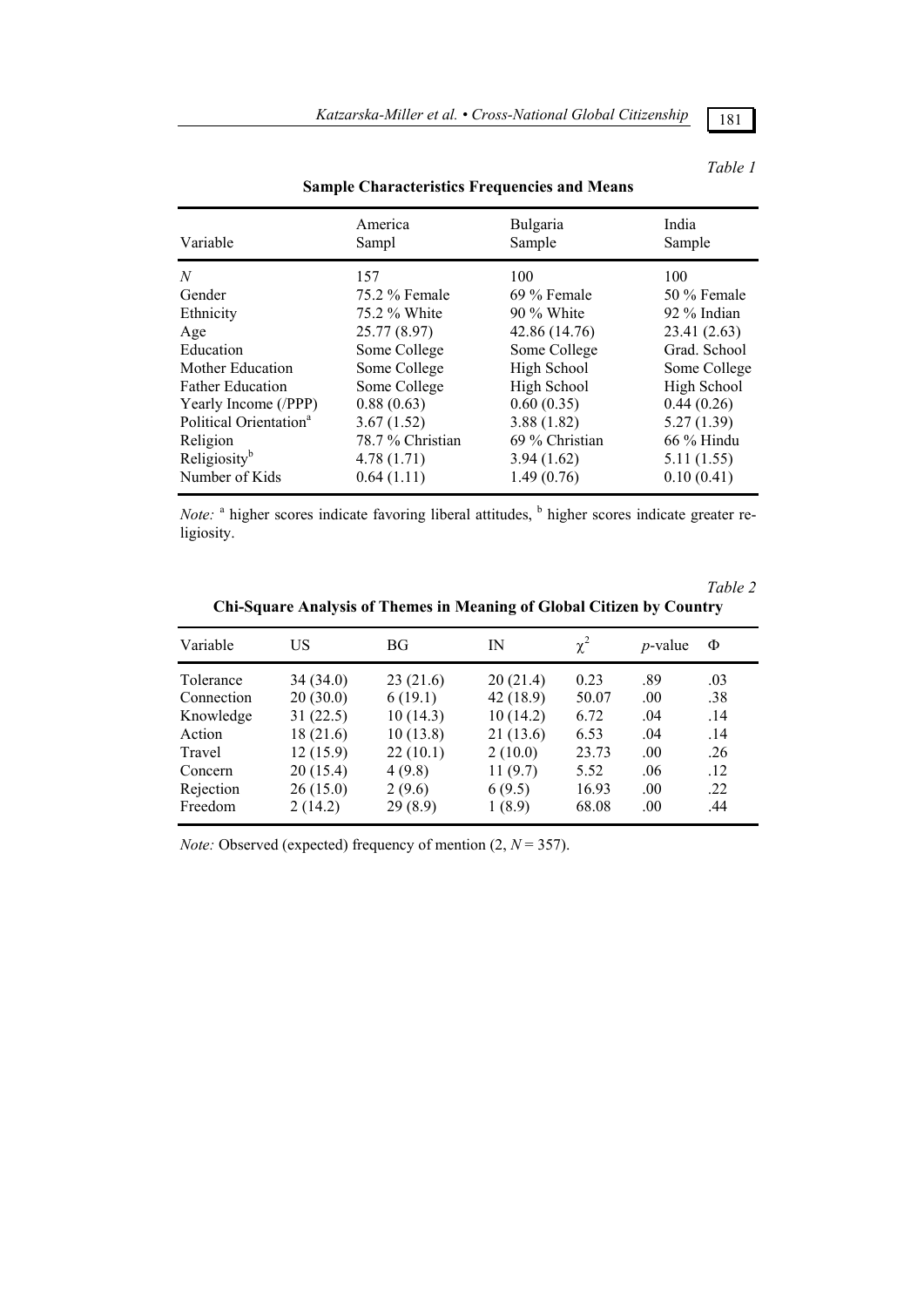*Table 1*

**Sample Characteristics Frequencies and Means**

| Variable | America Sampl | Bulgaria Sample | India Sample |
|---|---|---|---|
| *N* | 157 | 100 | 100 |
| Gender | 75.2 % Female | 69 % Female | 50 % Female |
| Ethnicity | 75.2 % White | 90 % White | 92 % Indian |
| Age | 25.77 (8.97) | 42.86 (14.76) | 23.41 (2.63) |
| Education | Some College | Some College | Grad. School |
| Mother Education | Some College | High School | Some College |
| Father Education | Some College | High School | High School |
| Yearly Income (/PPP) | 0.88 (0.63) | 0.60 (0.35) | 0.44 (0.26) |
| Political Orientation[a] | 3.67 (1.52) | 3.88 (1.82) | 5.27 (1.39) |
| Religion | 78.7 % Christian | 69 % Christian | 66 % Hindu |
| Religiosity[b] | 4.78 (1.71) | 3.94 (1.62) | 5.11 (1.55) |
| Number of Kids | 0.64 (1.11) | 1.49 (0.76) | 0.10 (0.41) |

*Note:* [a] higher scores indicate favoring liberal attitudes, [b] higher scores indicate greater religiosity.

*Table 2*

**Chi-Square Analysis of Themes in Meaning of Global Citizen by Country**

| Variable | US | BG | IN | $\chi^2$ | *p*-value | Φ |
|---|---|---|---|---|---|---|
| Tolerance | 34 (34.0) | 23 (21.6) | 20 (21.4) | 0.23 | .89 | .03 |
| Connection | 20 (30.0) | 6 (19.1) | 42 (18.9) | 50.07 | .00 | .38 |
| Knowledge | 31 (22.5) | 10 (14.3) | 10 (14.2) | 6.72 | .04 | .14 |
| Action | 18 (21.6) | 10 (13.8) | 21 (13.6) | 6.53 | .04 | .14 |
| Travel | 12 (15.9) | 22 (10.1) | 2 (10.0) | 23.73 | .00 | .26 |
| Concern | 20 (15.4) | 4 (9.8) | 11 (9.7) | 5.52 | .06 | .12 |
| Rejection | 26 (15.0) | 2 (9.6) | 6 (9.5) | 16.93 | .00 | .22 |
| Freedom | 2 (14.2) | 29 (8.9) | 1 (8.9) | 68.08 | .00 | .44 |

*Note:* Observed (expected) frequency of mention (2, $N = 357$).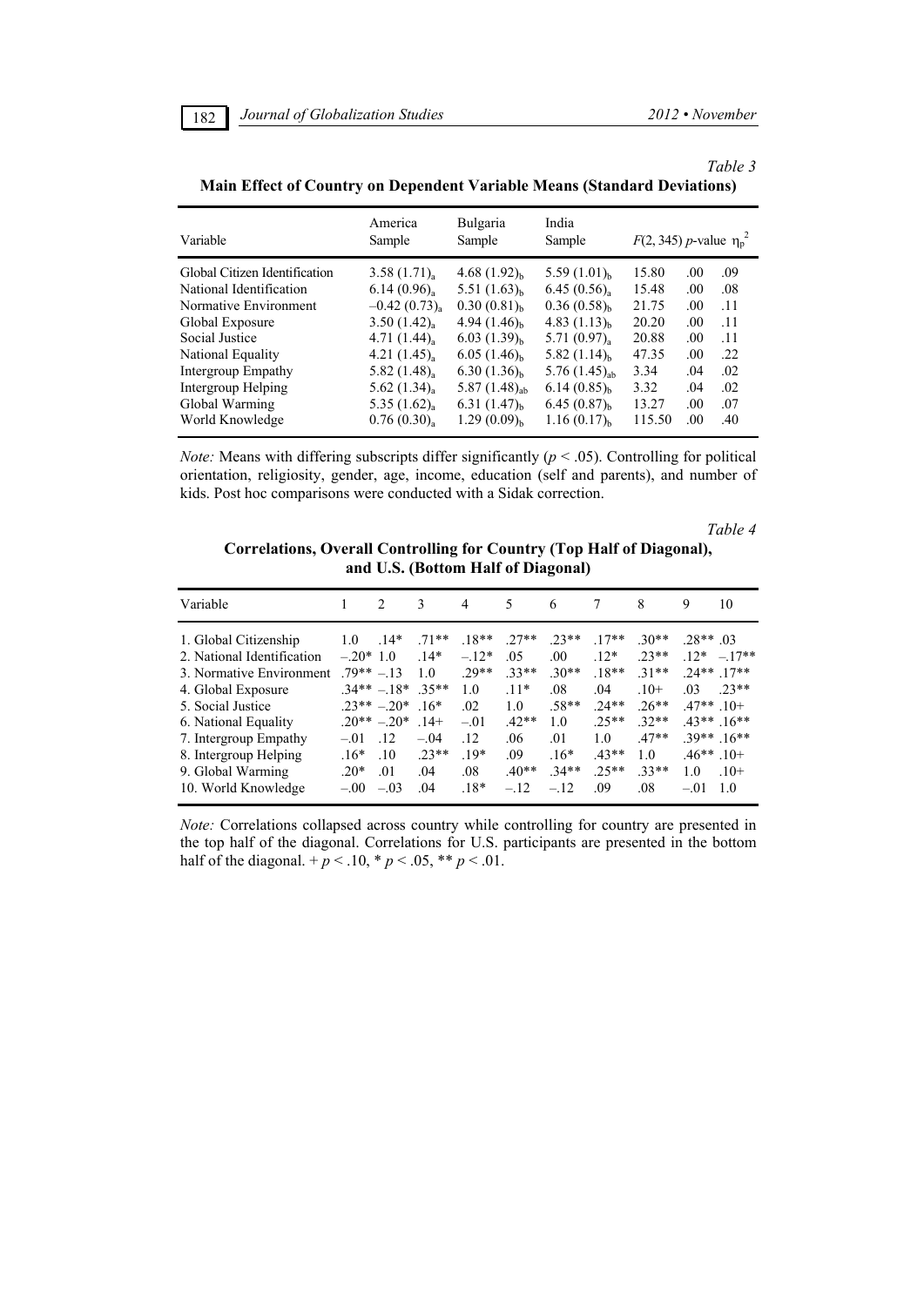*Table 3*

**Main Effect of Country on Dependent Variable Means (Standard Deviations)**

| Variable | America Sample | Bulgaria Sample | India Sample | $F$(2, 345) | $p$-value | $\eta_p^2$ |
|---|---|---|---|---|---|---|
| Global Citizen Identification | $3.58\ (1.71)_a$ | $4.68\ (1.92)_b$ | $5.59\ (1.01)_b$ | 15.80 | .00 | .09 |
| National Identification | $6.14\ (0.96)_a$ | $5.51\ (1.63)_b$ | $6.45\ (0.56)_a$ | 15.48 | .00 | .08 |
| Normative Environment | $-0.42\ (0.73)_a$ | $0.30\ (0.81)_b$ | $0.36\ (0.58)_b$ | 21.75 | .00 | .11 |
| Global Exposure | $3.50\ (1.42)_a$ | $4.94\ (1.46)_b$ | $4.83\ (1.13)_b$ | 20.20 | .00 | .11 |
| Social Justice | $4.71\ (1.44)_a$ | $6.03\ (1.39)_b$ | $5.71\ (0.97)_a$ | 20.88 | .00 | .11 |
| National Equality | $4.21\ (1.45)_a$ | $6.05\ (1.46)_b$ | $5.82\ (1.14)_b$ | 47.35 | .00 | .22 |
| Intergroup Empathy | $5.82\ (1.48)_a$ | $6.30\ (1.36)_b$ | $5.76\ (1.45)_{ab}$ | 3.34 | .04 | .02 |
| Intergroup Helping | $5.62\ (1.34)_a$ | $5.87\ (1.48)_{ab}$ | $6.14\ (0.85)_b$ | 3.32 | .04 | .02 |
| Global Warming | $5.35\ (1.62)_a$ | $6.31\ (1.47)_b$ | $6.45\ (0.87)_b$ | 13.27 | .00 | .07 |
| World Knowledge | $0.76\ (0.30)_a$ | $1.29\ (0.09)_b$ | $1.16\ (0.17)_b$ | 115.50 | .00 | .40 |

*Note:* Means with differing subscripts differ significantly ($p < .05$). Controlling for political orientation, religiosity, gender, age, income, education (self and parents), and number of kids. Post hoc comparisons were conducted with a Sidak correction.

*Table 4*

**Correlations, Overall Controlling for Country (Top Half of Diagonal), and U.S. (Bottom Half of Diagonal)**

| Variable | 1 | 2 | 3 | 4 | 5 | 6 | 7 | 8 | 9 | 10 |
|---|---|---|---|---|---|---|---|---|---|---|
| 1. Global Citizenship | 1.0 | .14* | .71** | .18** | .27** | .23** | .17** | .30** | .28** | .03 |
| 2. National Identification | –.20* | 1.0 | .14* | –.12* | .05 | .00 | .12* | .23** | .12* | –.17** |
| 3. Normative Environment | .79** | –.13 | 1.0 | .29** | .33** | .30** | .18** | .31** | .24** | .17** |
| 4. Global Exposure | .34** | –.18* | .35** | 1.0 | .11* | .08 | .04 | .10+ | .03 | .23** |
| 5. Social Justice | .23** | –.20* | .16* | .02 | 1.0 | .58** | .24** | .26** | .47** | .10+ |
| 6. National Equality | .20** | –.20* | .14+ | –.01 | .42** | 1.0 | .25** | .32** | .43** | .16** |
| 7. Intergroup Empathy | –.01 | .12 | –.04 | .12 | .06 | .01 | 1.0 | .47** | .39** | .16** |
| 8. Intergroup Helping | .16* | .10 | .23** | .19* | .09 | .16* | .43** | 1.0 | .46** | .10+ |
| 9. Global Warming | .20* | .01 | .04 | .08 | .40** | .34** | .25** | .33** | 1.0 | .10+ |
| 10. World Knowledge | –.00 | –.03 | .04 | .18* | –.12 | –.12 | .09 | .08 | –.01 | 1.0 |

*Note:* Correlations collapsed across country while controlling for country are presented in the top half of the diagonal. Correlations for U.S. participants are presented in the bottom half of the diagonal. + $p < .10$, * $p < .05$, ** $p < .01$.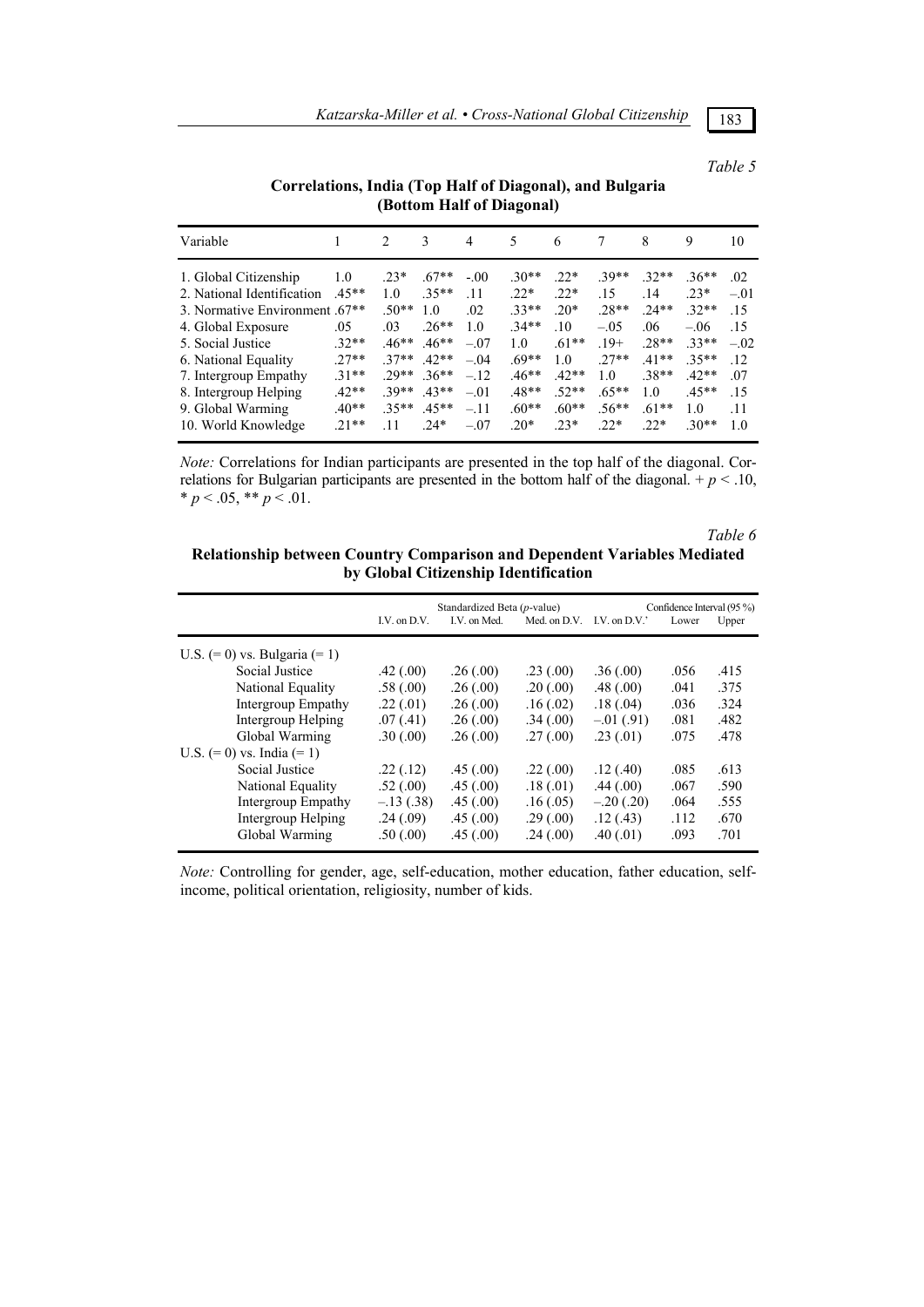*Table 5*

**Correlations, India (Top Half of Diagonal), and Bulgaria (Bottom Half of Diagonal)**

| Variable | 1 | 2 | 3 | 4 | 5 | 6 | 7 | 8 | 9 | 10 |
|---|---|---|---|---|---|---|---|---|---|---|
| 1. Global Citizenship | 1.0 | .23* | .67** | -.00 | .30** | .22* | .39** | .32** | .36** | .02 |
| 2. National Identification | .45** | 1.0 | .35** | .11 | .22* | .22* | .15 | .14 | .23* | –.01 |
| 3. Normative Environment | .67** | .50** | 1.0 | .02 | .33** | .20* | .28** | .24** | .32** | .15 |
| 4. Global Exposure | .05 | .03 | .26** | 1.0 | .34** | .10 | –.05 | .06 | –.06 | .15 |
| 5. Social Justice | .32** | .46** | .46** | –.07 | 1.0 | .61** | .19+ | .28** | .33** | –.02 |
| 6. National Equality | .27** | .37** | .42** | –.04 | .69** | 1.0 | .27** | .41** | .35** | .12 |
| 7. Intergroup Empathy | .31** | .29** | .36** | –.12 | .46** | .42** | 1.0 | .38** | .42** | .07 |
| 8. Intergroup Helping | .42** | .39** | .43** | –.01 | .48** | .52** | .65** | 1.0 | .45** | .15 |
| 9. Global Warming | .40** | .35** | .45** | –.11 | .60** | .60** | .56** | .61** | 1.0 | .11 |
| 10. World Knowledge | .21** | .11 | .24* | –.07 | .20* | .23* | .22* | .22* | .30** | 1.0 |

*Note:* Correlations for Indian participants are presented in the top half of the diagonal. Correlations for Bulgarian participants are presented in the bottom half of the diagonal. + $p < .10$, * $p < .05$, ** $p < .01$.

*Table 6*

**Relationship between Country Comparison and Dependent Variables Mediated by Global Citizenship Identification**

| | Standardized Beta (*p*-value) | | | | Confidence Interval (95 %) | |
|---|---|---|---|---|---|---|
| | I.V. on D.V. | I.V. on Med. | Med. on D.V. | I.V. on D.V.' | Lower | Upper |
| U.S. (= 0) vs. Bulgaria (= 1) | | | | | | |
| Social Justice | .42 (.00) | .26 (.00) | .23 (.00) | .36 (.00) | .056 | .415 |
| National Equality | .58 (.00) | .26 (.00) | .20 (.00) | .48 (.00) | .041 | .375 |
| Intergroup Empathy | .22 (.01) | .26 (.00) | .16 (.02) | .18 (.04) | .036 | .324 |
| Intergroup Helping | .07 (.41) | .26 (.00) | .34 (.00) | –.01 (.91) | .081 | .482 |
| Global Warming | .30 (.00) | .26 (.00) | .27 (.00) | .23 (.01) | .075 | .478 |
| U.S. (= 0) vs. India (= 1) | | | | | | |
| Social Justice | .22 (.12) | .45 (.00) | .22 (.00) | .12 (.40) | .085 | .613 |
| National Equality | .52 (.00) | .45 (.00) | .18 (.01) | .44 (.00) | .067 | .590 |
| Intergroup Empathy | –.13 (.38) | .45 (.00) | .16 (.05) | –.20 (.20) | .064 | .555 |
| Intergroup Helping | .24 (.09) | .45 (.00) | .29 (.00) | .12 (.43) | .112 | .670 |
| Global Warming | .50 (.00) | .45 (.00) | .24 (.00) | .40 (.01) | .093 | .701 |

*Note:* Controlling for gender, age, self-education, mother education, father education, self-income, political orientation, religiosity, number of kids.